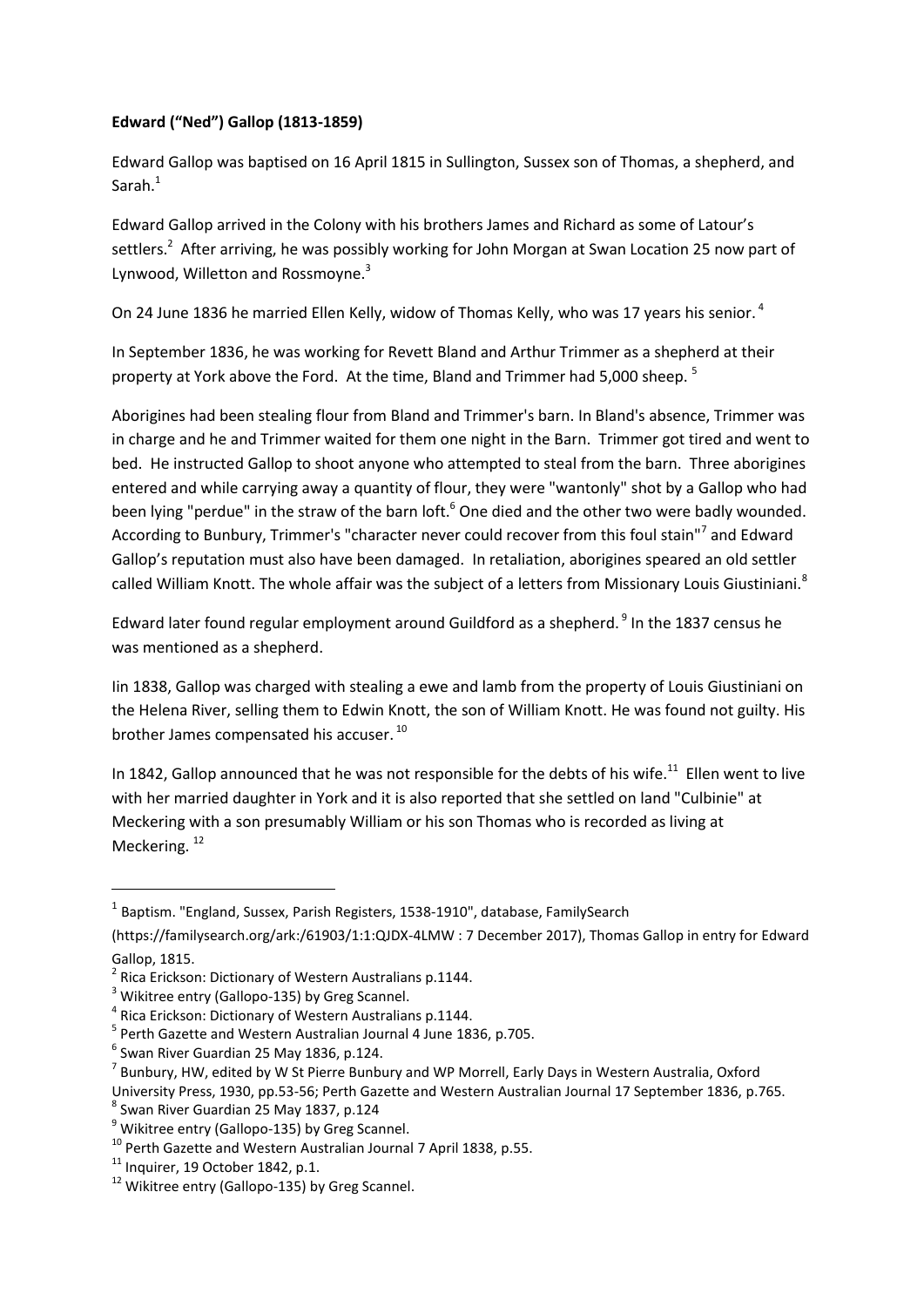**Edward ("Ned") Gallop (1813-1859)**

Edward Gallop was baptised on 16 April 1815 in Sullington, Sussex son of Thomas, a shepherd, and Sarah.[1]

Edward Gallop arrived in the Colony with his brothers James and Richard as some of Latour's settlers.[2] After arriving, he was possibly working for John Morgan at Swan Location 25 now part of Lynwood, Willetton and Rossmoyne.[3]

On 24 June 1836 he married Ellen Kelly, widow of Thomas Kelly, who was 17 years his senior.[4]

In September 1836, he was working for Revett Bland and Arthur Trimmer as a shepherd at their property at York above the Ford. At the time, Bland and Trimmer had 5,000 sheep.[5]

Aborigines had been stealing flour from Bland and Trimmer's barn. In Bland's absence, Trimmer was in charge and he and Trimmer waited for them one night in the Barn. Trimmer got tired and went to bed. He instructed Gallop to shoot anyone who attempted to steal from the barn. Three aborigines entered and while carrying away a quantity of flour, they were "wantonly" shot by a Gallop who had been lying "perdue" in the straw of the barn loft.[6] One died and the other two were badly wounded. According to Bunbury, Trimmer's "character never could recover from this foul stain"[7] and Edward Gallop's reputation must also have been damaged. In retaliation, aborigines speared an old settler called William Knott. The whole affair was the subject of a letters from Missionary Louis Giustiniani.[8]

Edward later found regular employment around Guildford as a shepherd.[9] In the 1837 census he was mentioned as a shepherd.

Iin 1838, Gallop was charged with stealing a ewe and lamb from the property of Louis Giustiniani on the Helena River, selling them to Edwin Knott, the son of William Knott. He was found not guilty. His brother James compensated his accuser.[10]

In 1842, Gallop announced that he was not responsible for the debts of his wife.[11] Ellen went to live with her married daughter in York and it is also reported that she settled on land "Culbinie" at Meckering with a son presumably William or his son Thomas who is recorded as living at Meckering.[12]

---

[1] Baptism. "England, Sussex, Parish Registers, 1538-1910", database, FamilySearch (https://familysearch.org/ark:/61903/1:1:QJDX-4LMW : 7 December 2017), Thomas Gallop in entry for Edward Gallop, 1815.

[2] Rica Erickson: Dictionary of Western Australians p.1144.

[3] Wikitree entry (Gallopo-135) by Greg Scannel.

[4] Rica Erickson: Dictionary of Western Australians p.1144.

[5] Perth Gazette and Western Australian Journal 4 June 1836, p.705.

[6] Swan River Guardian 25 May 1836, p.124.

[7] Bunbury, HW, edited by W St Pierre Bunbury and WP Morrell, Early Days in Western Australia, Oxford University Press, 1930, pp.53-56; Perth Gazette and Western Australian Journal 17 September 1836, p.765.

[8] Swan River Guardian 25 May 1837, p.124

[9] Wikitree entry (Gallopo-135) by Greg Scannel.

[10] Perth Gazette and Western Australian Journal 7 April 1838, p.55.

[11] Inquirer, 19 October 1842, p.1.

[12] Wikitree entry (Gallopo-135) by Greg Scannel.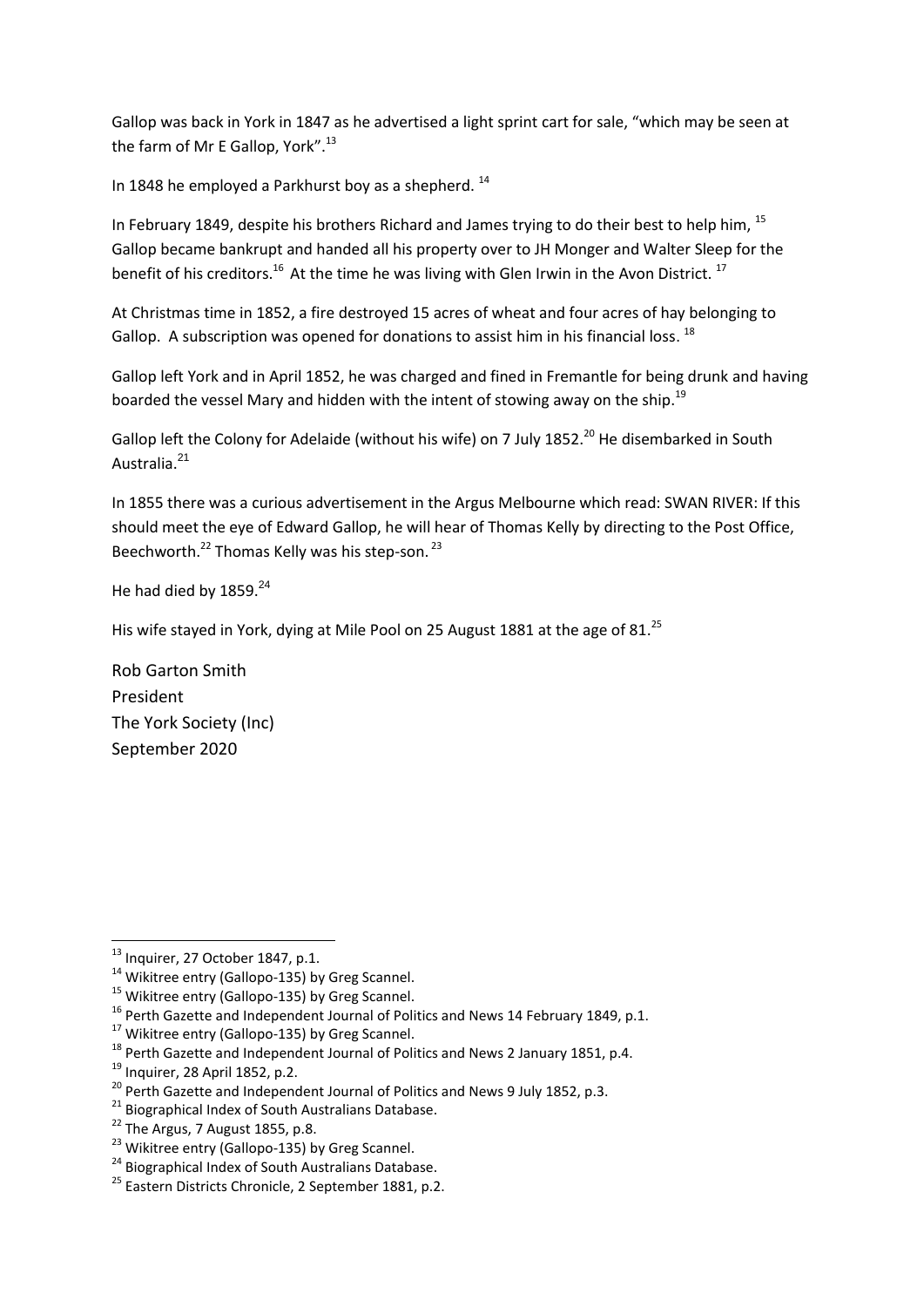Gallop was back in York in 1847 as he advertised a light sprint cart for sale, "which may be seen at the farm of Mr E Gallop, York".[13]

In 1848 he employed a Parkhurst boy as a shepherd. [14]

In February 1849, despite his brothers Richard and James trying to do their best to help him, [15] Gallop became bankrupt and handed all his property over to JH Monger and Walter Sleep for the benefit of his creditors.[16] At the time he was living with Glen Irwin in the Avon District. [17]

At Christmas time in 1852, a fire destroyed 15 acres of wheat and four acres of hay belonging to Gallop. A subscription was opened for donations to assist him in his financial loss. [18]

Gallop left York and in April 1852, he was charged and fined in Fremantle for being drunk and having boarded the vessel Mary and hidden with the intent of stowing away on the ship.[19]

Gallop left the Colony for Adelaide (without his wife) on 7 July 1852.[20] He disembarked in South Australia.[21]

In 1855 there was a curious advertisement in the Argus Melbourne which read: SWAN RIVER: If this should meet the eye of Edward Gallop, he will hear of Thomas Kelly by directing to the Post Office, Beechworth.[22] Thomas Kelly was his step-son. [23]

He had died by 1859.[24]

His wife stayed in York, dying at Mile Pool on 25 August 1881 at the age of 81.[25]

Rob Garton Smith
President
The York Society (Inc)
September 2020

---

[13] Inquirer, 27 October 1847, p.1.
[14] Wikitree entry (Gallopo-135) by Greg Scannel.
[15] Wikitree entry (Gallopo-135) by Greg Scannel.
[16] Perth Gazette and Independent Journal of Politics and News 14 February 1849, p.1.
[17] Wikitree entry (Gallopo-135) by Greg Scannel.
[18] Perth Gazette and Independent Journal of Politics and News 2 January 1851, p.4.
[19] Inquirer, 28 April 1852, p.2.
[20] Perth Gazette and Independent Journal of Politics and News 9 July 1852, p.3.
[21] Biographical Index of South Australians Database.
[22] The Argus, 7 August 1855, p.8.
[23] Wikitree entry (Gallopo-135) by Greg Scannel.
[24] Biographical Index of South Australians Database.
[25] Eastern Districts Chronicle, 2 September 1881, p.2.